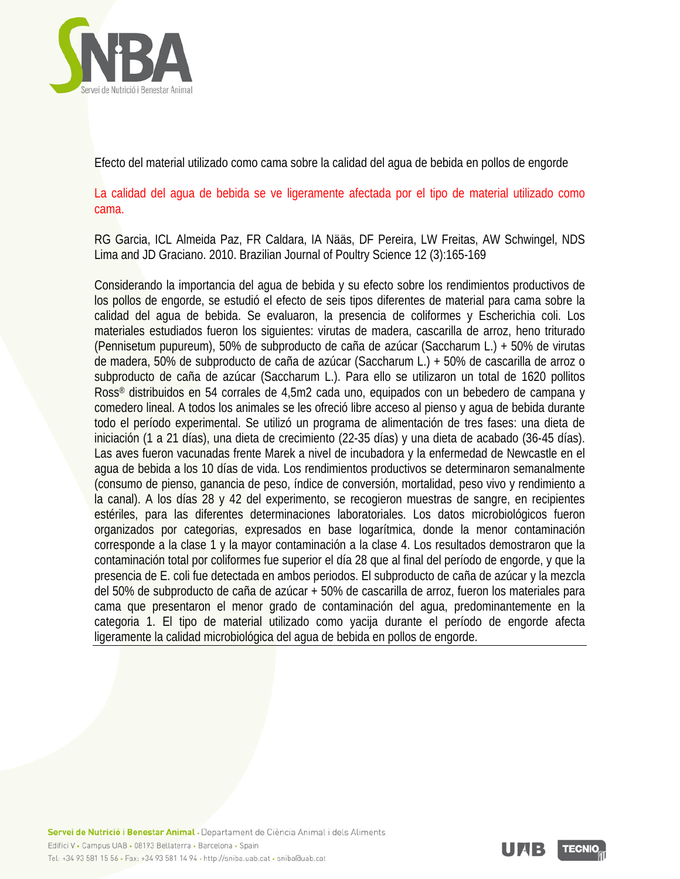Efecto del material utilizado como cama sobre la calidad del agua de bebida en pollos de engorde

La calidad del agua de bebida se ve ligeramente afectada por el tipo de material utilizado como cama.

RG Garcia, ICL Almeida Paz, FR Caldara, IA Nääs, DF Pereira, LW Freitas, AW Schwingel, NDS Lima and JD Graciano. 2010. Brazilian Journal of Poultry Science 12 (3):165-169

Considerando la importancia del agua de bebida y su efecto sobre los rendimientos productivos de los pollos de engorde, se estudió el efecto de seis tipos diferentes de material para cama sobre la calidad del agua de bebida. Se evaluaron, la presencia de coliformes y Escherichia coli. Los materiales estudiados fueron los siguientes: virutas de madera, cascarilla de arroz, heno triturado (Pennisetum pupureum), 50% de subproducto de caña de azúcar (Saccharum L.) + 50% de virutas de madera, 50% de subproducto de caña de azúcar (Saccharum L.) + 50% de cascarilla de arroz o subproducto de caña de azúcar (Saccharum L.). Para ello se utilizaron un total de 1620 pollitos Ross® distribuidos en 54 corrales de 4,5m2 cada uno, equipados con un bebedero de campana y comedero lineal. A todos los animales se les ofreció libre acceso al pienso y agua de bebida durante todo el período experimental. Se utilizó un programa de alimentación de tres fases: una dieta de iniciación (1 a 21 días), una dieta de crecimiento (22-35 días) y una dieta de acabado (36-45 días). Las aves fueron vacunadas frente Marek a nivel de incubadora y la enfermedad de Newcastle en el agua de bebida a los 10 días de vida. Los rendimientos productivos se determinaron semanalmente (consumo de pienso, ganancia de peso, índice de conversión, mortalidad, peso vivo y rendimiento a la canal). A los días 28 y 42 del experimento, se recogieron muestras de sangre, en recipientes estériles, para las diferentes determinaciones laboratoriales. Los datos microbiológicos fueron organizados por categorias, expresados en base logarítmica, donde la menor contaminación corresponde a la clase 1 y la mayor contaminación a la clase 4. Los resultados demostraron que la contaminación total por coliformes fue superior el día 28 que al final del período de engorde, y que la presencia de E. coli fue detectada en ambos periodos. El subproducto de caña de azúcar y la mezcla del 50% de subproducto de caña de azúcar + 50% de cascarilla de arroz, fueron los materiales para cama que presentaron el menor grado de contaminación del agua, predominantemente en la categoria 1. El tipo de material utilizado como yacija durante el período de engorde afecta ligeramente la calidad microbiológica del agua de bebida en pollos de engorde.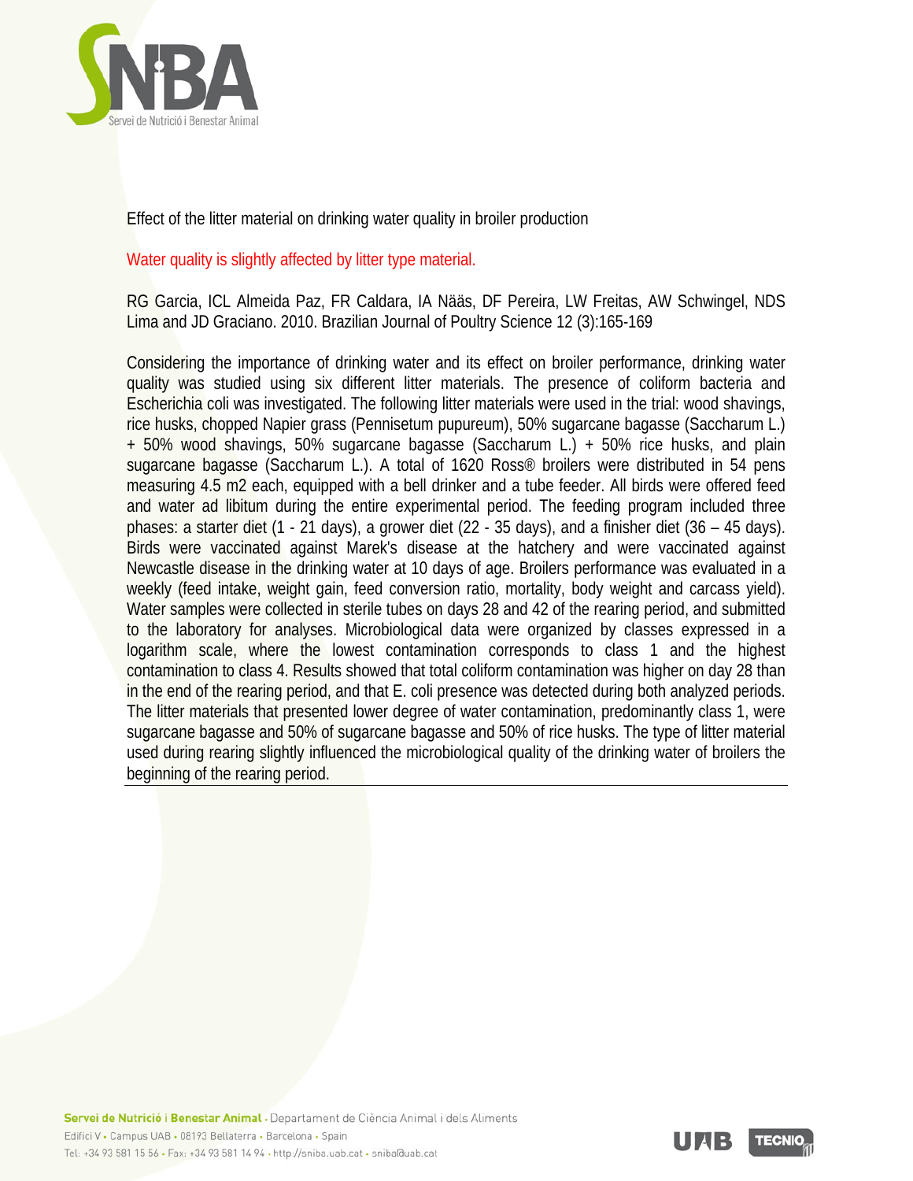Effect of the litter material on drinking water quality in broiler production

Water quality is slightly affected by litter type material.

RG Garcia, ICL Almeida Paz, FR Caldara, IA Nääs, DF Pereira, LW Freitas, AW Schwingel, NDS Lima and JD Graciano. 2010. Brazilian Journal of Poultry Science 12 (3):165-169

Considering the importance of drinking water and its effect on broiler performance, drinking water quality was studied using six different litter materials. The presence of coliform bacteria and Escherichia coli was investigated. The following litter materials were used in the trial: wood shavings, rice husks, chopped Napier grass (Pennisetum pupureum), 50% sugarcane bagasse (Saccharum L.) + 50% wood shavings, 50% sugarcane bagasse (Saccharum L.) + 50% rice husks, and plain sugarcane bagasse (Saccharum L.). A total of 1620 Ross® broilers were distributed in 54 pens measuring 4.5 m2 each, equipped with a bell drinker and a tube feeder. All birds were offered feed and water ad libitum during the entire experimental period. The feeding program included three phases: a starter diet (1 - 21 days), a grower diet (22 - 35 days), and a finisher diet (36 – 45 days). Birds were vaccinated against Marek's disease at the hatchery and were vaccinated against Newcastle disease in the drinking water at 10 days of age. Broilers performance was evaluated in a weekly (feed intake, weight gain, feed conversion ratio, mortality, body weight and carcass yield). Water samples were collected in sterile tubes on days 28 and 42 of the rearing period, and submitted to the laboratory for analyses. Microbiological data were organized by classes expressed in a logarithm scale, where the lowest contamination corresponds to class 1 and the highest contamination to class 4. Results showed that total coliform contamination was higher on day 28 than in the end of the rearing period, and that E. coli presence was detected during both analyzed periods. The litter materials that presented lower degree of water contamination, predominantly class 1, were sugarcane bagasse and 50% of sugarcane bagasse and 50% of rice husks. The type of litter material used during rearing slightly influenced the microbiological quality of the drinking water of broilers the beginning of the rearing period.